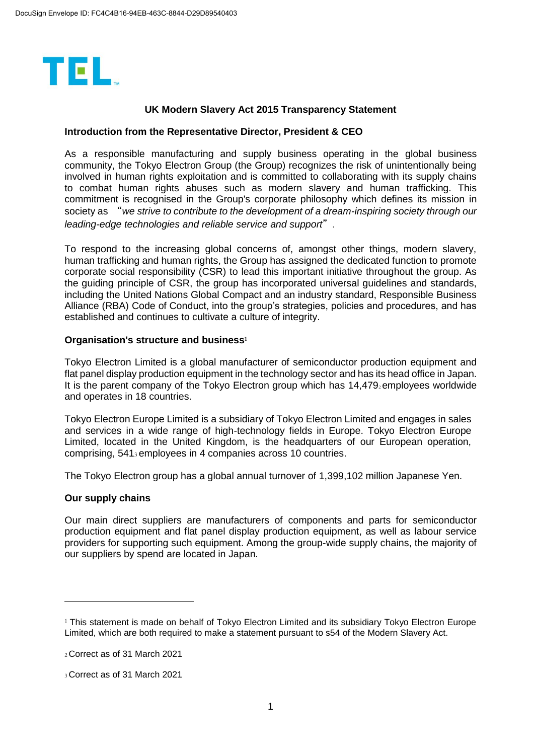TEL

# UK Modern Slavery Act 2015 Transparency Statement

## Introduction from the Representative Director, President & CEO

As a responsible manufacturing and supply business operating in the global business community, the Tokyo Electron Group (the Group) recognizes the risk of unintentionally being involved in human rights exploitation and is committed to collaborating with its supply chains to combat human rights abuses such as modern slavery and human trafficking. This commitment is recognised in the Group's corporate philosophy which defines its mission in society as "*we strive to contribute to the development of a dream-inspiring society through our leading-edge technologies and reliable service and support*".

To respond to the increasing global concerns of, amongst other things, modern slavery, human trafficking and human rights, the Group has assigned the dedicated function to promote corporate social responsibility (CSR) to lead this important initiative throughout the group. As the guiding principle of CSR, the group has incorporated universal guidelines and standards, including the United Nations Global Compact and an industry standard, Responsible Business Alliance (RBA) Code of Conduct, into the group's strategies, policies and procedures, and has established and continues to cultivate a culture of integrity.

## Organisation's structure and business[1]

Tokyo Electron Limited is a global manufacturer of semiconductor production equipment and flat panel display production equipment in the technology sector and has its head office in Japan. It is the parent company of the Tokyo Electron group which has 14,479[2] employees worldwide and operates in 18 countries.

Tokyo Electron Europe Limited is a subsidiary of Tokyo Electron Limited and engages in sales and services in a wide range of high-technology fields in Europe. Tokyo Electron Europe Limited, located in the United Kingdom, is the headquarters of our European operation, comprising, 541[3] employees in 4 companies across 10 countries.

The Tokyo Electron group has a global annual turnover of 1,399,102 million Japanese Yen.

## Our supply chains

Our main direct suppliers are manufacturers of components and parts for semiconductor production equipment and flat panel display production equipment, as well as labour service providers for supporting such equipment. Among the group-wide supply chains, the majority of our suppliers by spend are located in Japan.

---

[1] This statement is made on behalf of Tokyo Electron Limited and its subsidiary Tokyo Electron Europe Limited, which are both required to make a statement pursuant to s54 of the Modern Slavery Act.

[2] Correct as of 31 March 2021

[3] Correct as of 31 March 2021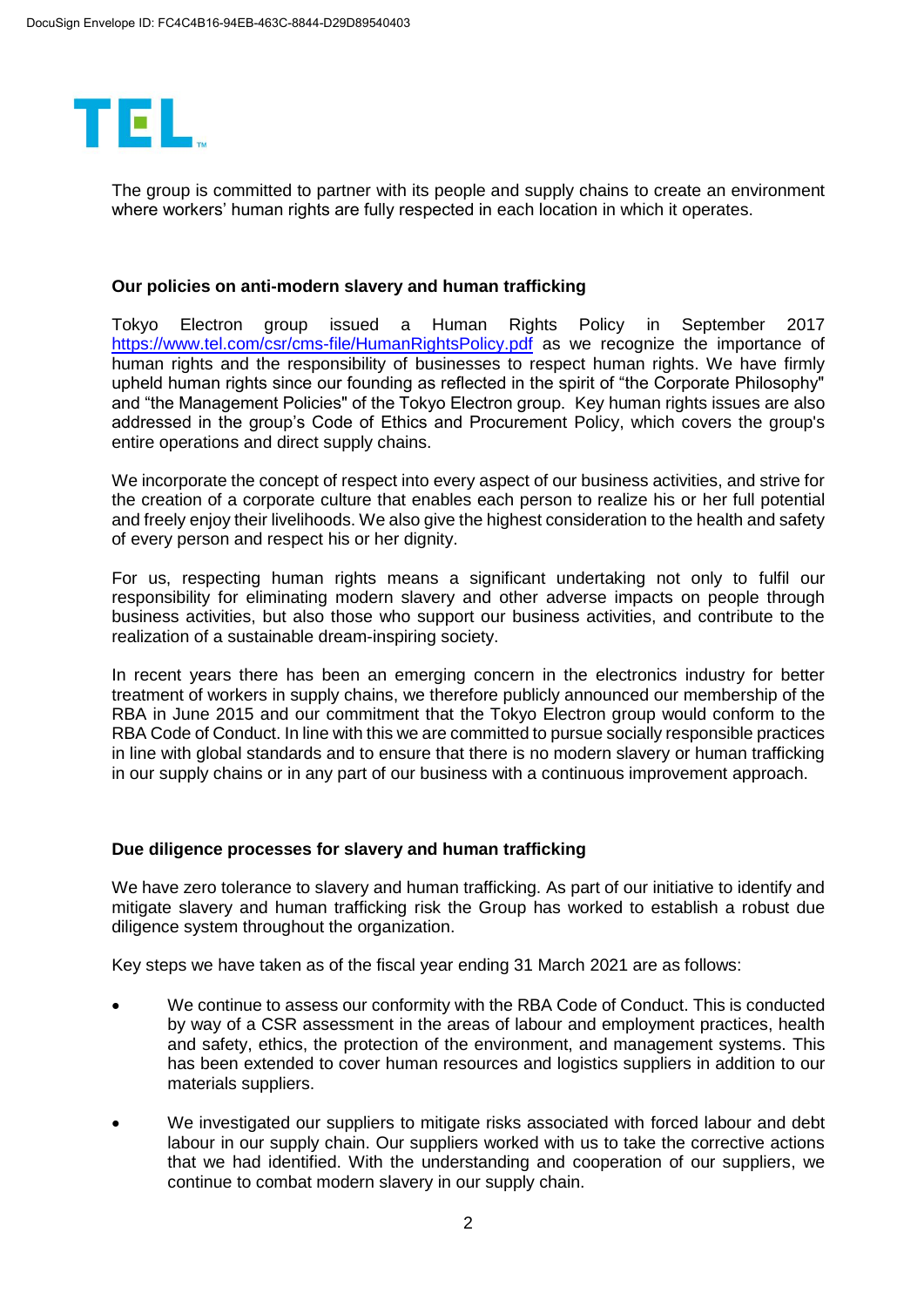The group is committed to partner with its people and supply chains to create an environment where workers' human rights are fully respected in each location in which it operates.

## Our policies on anti-modern slavery and human trafficking

Tokyo Electron group issued a Human Rights Policy in September 2017 [https://www.tel.com/csr/cms-file/HumanRightsPolicy.pdf](https://www.tel.com/csr/cms-file/HumanRightsPolicy.pdf) as we recognize the importance of human rights and the responsibility of businesses to respect human rights. We have firmly upheld human rights since our founding as reflected in the spirit of "the Corporate Philosophy" and "the Management Policies" of the Tokyo Electron group. Key human rights issues are also addressed in the group's Code of Ethics and Procurement Policy, which covers the group's entire operations and direct supply chains.

We incorporate the concept of respect into every aspect of our business activities, and strive for the creation of a corporate culture that enables each person to realize his or her full potential and freely enjoy their livelihoods. We also give the highest consideration to the health and safety of every person and respect his or her dignity.

For us, respecting human rights means a significant undertaking not only to fulfil our responsibility for eliminating modern slavery and other adverse impacts on people through business activities, but also those who support our business activities, and contribute to the realization of a sustainable dream-inspiring society.

In recent years there has been an emerging concern in the electronics industry for better treatment of workers in supply chains, we therefore publicly announced our membership of the RBA in June 2015 and our commitment that the Tokyo Electron group would conform to the RBA Code of Conduct. In line with this we are committed to pursue socially responsible practices in line with global standards and to ensure that there is no modern slavery or human trafficking in our supply chains or in any part of our business with a continuous improvement approach.

## Due diligence processes for slavery and human trafficking

We have zero tolerance to slavery and human trafficking. As part of our initiative to identify and mitigate slavery and human trafficking risk the Group has worked to establish a robust due diligence system throughout the organization.

Key steps we have taken as of the fiscal year ending 31 March 2021 are as follows:

- We continue to assess our conformity with the RBA Code of Conduct. This is conducted by way of a CSR assessment in the areas of labour and employment practices, health and safety, ethics, the protection of the environment, and management systems. This has been extended to cover human resources and logistics suppliers in addition to our materials suppliers.
- We investigated our suppliers to mitigate risks associated with forced labour and debt labour in our supply chain. Our suppliers worked with us to take the corrective actions that we had identified. With the understanding and cooperation of our suppliers, we continue to combat modern slavery in our supply chain.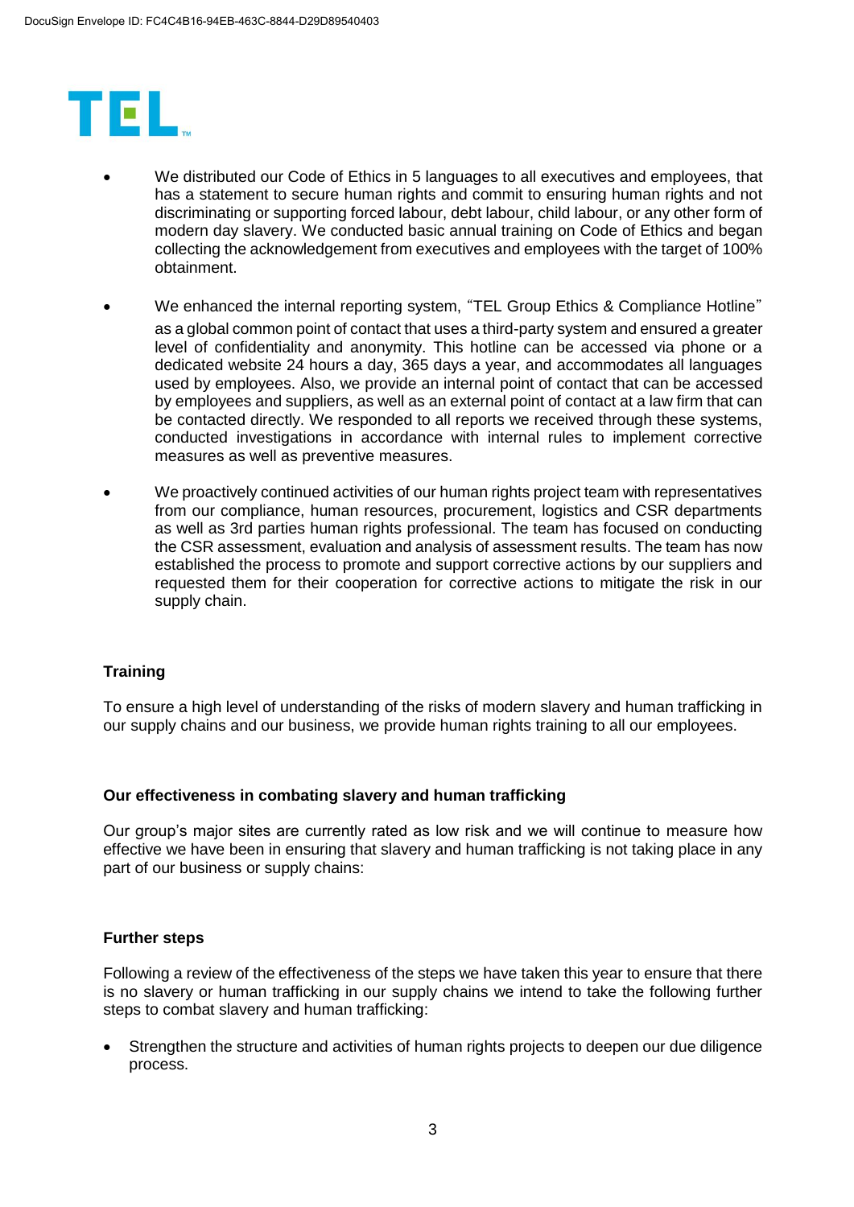- We distributed our Code of Ethics in 5 languages to all executives and employees, that has a statement to secure human rights and commit to ensuring human rights and not discriminating or supporting forced labour, debt labour, child labour, or any other form of modern day slavery. We conducted basic annual training on Code of Ethics and began collecting the acknowledgement from executives and employees with the target of 100% obtainment.

- We enhanced the internal reporting system, "TEL Group Ethics & Compliance Hotline" as a global common point of contact that uses a third-party system and ensured a greater level of confidentiality and anonymity. This hotline can be accessed via phone or a dedicated website 24 hours a day, 365 days a year, and accommodates all languages used by employees. Also, we provide an internal point of contact that can be accessed by employees and suppliers, as well as an external point of contact at a law firm that can be contacted directly. We responded to all reports we received through these systems, conducted investigations in accordance with internal rules to implement corrective measures as well as preventive measures.

- We proactively continued activities of our human rights project team with representatives from our compliance, human resources, procurement, logistics and CSR departments as well as 3rd parties human rights professional. The team has focused on conducting the CSR assessment, evaluation and analysis of assessment results. The team has now established the process to promote and support corrective actions by our suppliers and requested them for their cooperation for corrective actions to mitigate the risk in our supply chain.

**Training**

To ensure a high level of understanding of the risks of modern slavery and human trafficking in our supply chains and our business, we provide human rights training to all our employees.

**Our effectiveness in combating slavery and human trafficking**

Our group's major sites are currently rated as low risk and we will continue to measure how effective we have been in ensuring that slavery and human trafficking is not taking place in any part of our business or supply chains:

**Further steps**

Following a review of the effectiveness of the steps we have taken this year to ensure that there is no slavery or human trafficking in our supply chains we intend to take the following further steps to combat slavery and human trafficking:

- Strengthen the structure and activities of human rights projects to deepen our due diligence process.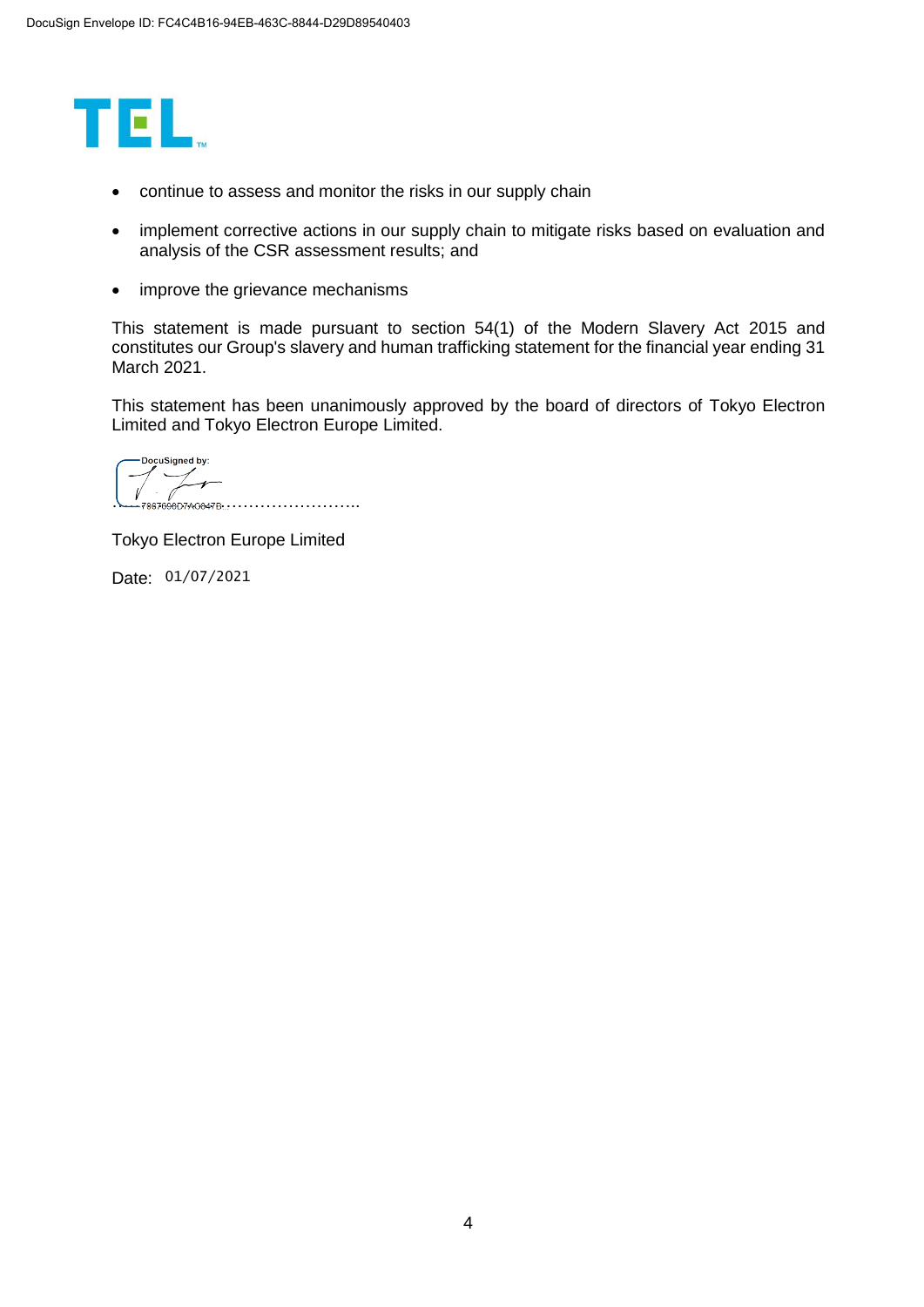- continue to assess and monitor the risks in our supply chain
- implement corrective actions in our supply chain to mitigate risks based on evaluation and analysis of the CSR assessment results; and
- improve the grievance mechanisms

This statement is made pursuant to section 54(1) of the Modern Slavery Act 2015 and constitutes our Group's slavery and human trafficking statement for the financial year ending 31 March 2021.

This statement has been unanimously approved by the board of directors of Tokyo Electron Limited and Tokyo Electron Europe Limited.

DocuSigned by:

7867698D7A0047B...............................

Tokyo Electron Europe Limited

Date: 01/07/2021